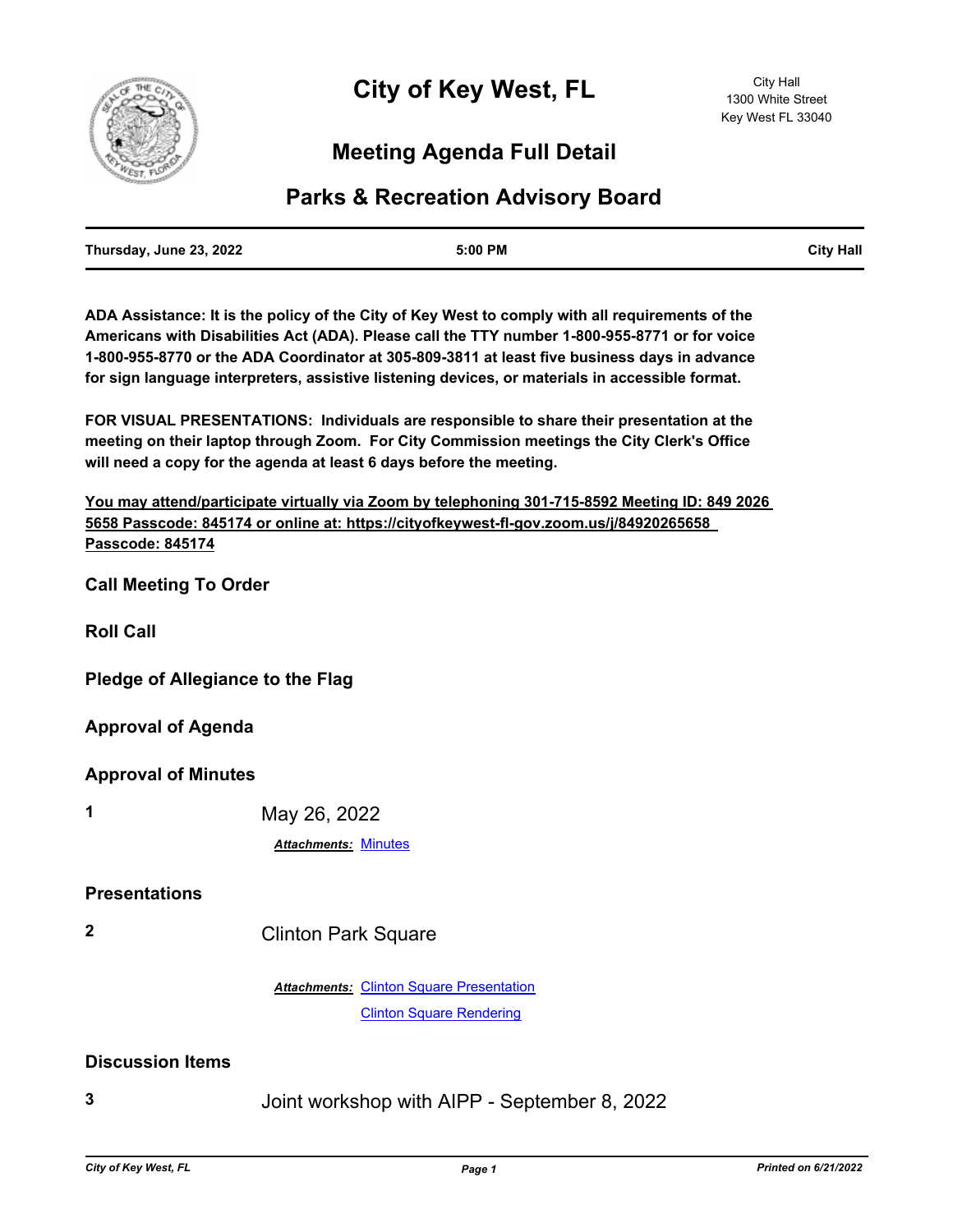# City of Key West, FL

City Hall
1300 White Street
Key West FL 33040

## Meeting Agenda Full Detail

## Parks & Recreation Advisory Board

| Thursday, June 23, 2022 | 5:00 PM | City Hall |
|---|---|---|

**ADA Assistance: It is the policy of the City of Key West to comply with all requirements of the Americans with Disabilities Act (ADA). Please call the TTY number 1-800-955-8771 or for voice 1-800-955-8770 or the ADA Coordinator at 305-809-3811 at least five business days in advance for sign language interpreters, assistive listening devices, or materials in accessible format.**

**FOR VISUAL PRESENTATIONS: Individuals are responsible to share their presentation at the meeting on their laptop through Zoom. For City Commission meetings the City Clerk's Office will need a copy for the agenda at least 6 days before the meeting.**

**You may attend/participate virtually via Zoom by telephoning 301-715-8592 Meeting ID: 849 2026 5658 Passcode: 845174 or online at: https://cityofkeywest-fl-gov.zoom.us/j/84920265658 Passcode: 845174**

### Call Meeting To Order

### Roll Call

### Pledge of Allegiance to the Flag

### Approval of Agenda

### Approval of Minutes

**1** May 26, 2022

***Attachments:*** Minutes

### Presentations

**2** Clinton Park Square

***Attachments:*** Clinton Square Presentation
Clinton Square Rendering

### Discussion Items

**3** Joint workshop with AIPP - September 8, 2022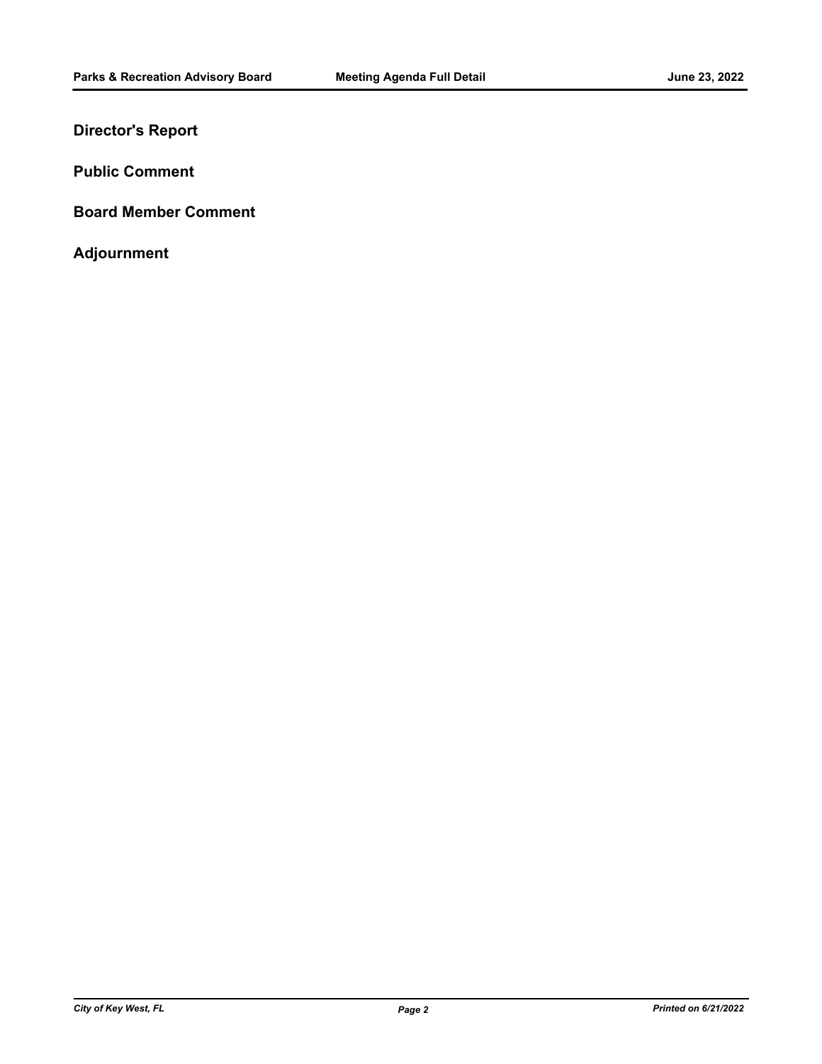## Director's Report

## Public Comment

## Board Member Comment

## Adjournment